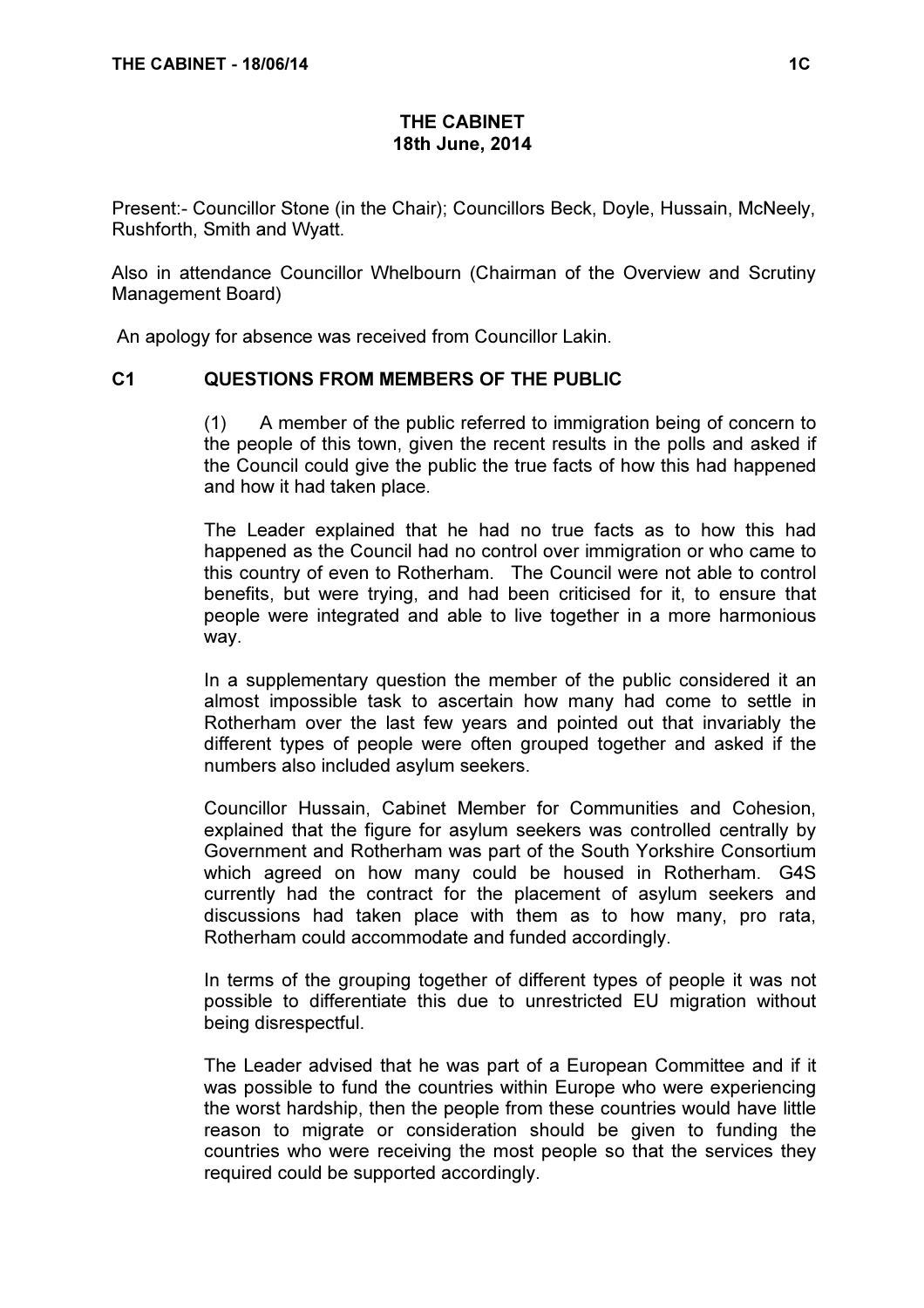# THE CABINET
## 18th June, 2014

Present:- Councillor Stone (in the Chair); Councillors Beck, Doyle, Hussain, McNeely, Rushforth, Smith and Wyatt.

Also in attendance Councillor Whelbourn (Chairman of the Overview and Scrutiny Management Board)

An apology for absence was received from Councillor Lakin.

### C1 QUESTIONS FROM MEMBERS OF THE PUBLIC

(1) A member of the public referred to immigration being of concern to the people of this town, given the recent results in the polls and asked if the Council could give the public the true facts of how this had happened and how it had taken place.

The Leader explained that he had no true facts as to how this had happened as the Council had no control over immigration or who came to this country of even to Rotherham. The Council were not able to control benefits, but were trying, and had been criticised for it, to ensure that people were integrated and able to live together in a more harmonious way.

In a supplementary question the member of the public considered it an almost impossible task to ascertain how many had come to settle in Rotherham over the last few years and pointed out that invariably the different types of people were often grouped together and asked if the numbers also included asylum seekers.

Councillor Hussain, Cabinet Member for Communities and Cohesion, explained that the figure for asylum seekers was controlled centrally by Government and Rotherham was part of the South Yorkshire Consortium which agreed on how many could be housed in Rotherham. G4S currently had the contract for the placement of asylum seekers and discussions had taken place with them as to how many, pro rata, Rotherham could accommodate and funded accordingly.

In terms of the grouping together of different types of people it was not possible to differentiate this due to unrestricted EU migration without being disrespectful.

The Leader advised that he was part of a European Committee and if it was possible to fund the countries within Europe who were experiencing the worst hardship, then the people from these countries would have little reason to migrate or consideration should be given to funding the countries who were receiving the most people so that the services they required could be supported accordingly.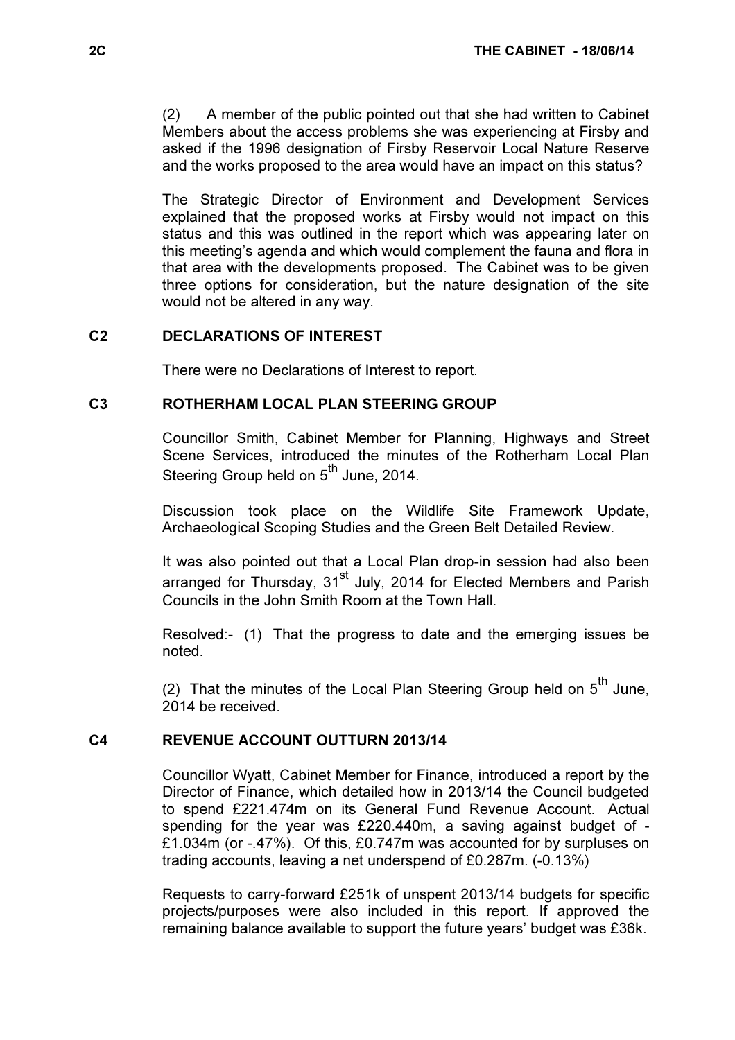(2) A member of the public pointed out that she had written to Cabinet Members about the access problems she was experiencing at Firsby and asked if the 1996 designation of Firsby Reservoir Local Nature Reserve and the works proposed to the area would have an impact on this status?

The Strategic Director of Environment and Development Services explained that the proposed works at Firsby would not impact on this status and this was outlined in the report which was appearing later on this meeting's agenda and which would complement the fauna and flora in that area with the developments proposed. The Cabinet was to be given three options for consideration, but the nature designation of the site would not be altered in any way.

## C2 DECLARATIONS OF INTEREST

There were no Declarations of Interest to report.

## C3 ROTHERHAM LOCAL PLAN STEERING GROUP

Councillor Smith, Cabinet Member for Planning, Highways and Street Scene Services, introduced the minutes of the Rotherham Local Plan Steering Group held on 5th June, 2014.

Discussion took place on the Wildlife Site Framework Update, Archaeological Scoping Studies and the Green Belt Detailed Review.

It was also pointed out that a Local Plan drop-in session had also been arranged for Thursday, 31st July, 2014 for Elected Members and Parish Councils in the John Smith Room at the Town Hall.

Resolved:- (1) That the progress to date and the emerging issues be noted.

(2) That the minutes of the Local Plan Steering Group held on 5th June, 2014 be received.

## C4 REVENUE ACCOUNT OUTTURN 2013/14

Councillor Wyatt, Cabinet Member for Finance, introduced a report by the Director of Finance, which detailed how in 2013/14 the Council budgeted to spend £221.474m on its General Fund Revenue Account. Actual spending for the year was £220.440m, a saving against budget of -£1.034m (or -.47%). Of this, £0.747m was accounted for by surpluses on trading accounts, leaving a net underspend of £0.287m. (-0.13%)

Requests to carry-forward £251k of unspent 2013/14 budgets for specific projects/purposes were also included in this report. If approved the remaining balance available to support the future years' budget was £36k.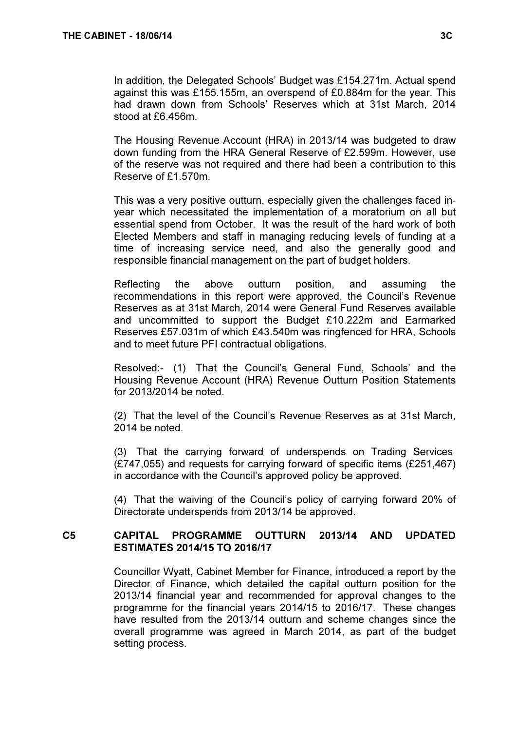In addition, the Delegated Schools' Budget was £154.271m. Actual spend against this was £155.155m, an overspend of £0.884m for the year. This had drawn down from Schools' Reserves which at 31st March, 2014 stood at £6.456m.

The Housing Revenue Account (HRA) in 2013/14 was budgeted to draw down funding from the HRA General Reserve of £2.599m. However, use of the reserve was not required and there had been a contribution to this Reserve of £1.570m.

This was a very positive outturn, especially given the challenges faced in-year which necessitated the implementation of a moratorium on all but essential spend from October. It was the result of the hard work of both Elected Members and staff in managing reducing levels of funding at a time of increasing service need, and also the generally good and responsible financial management on the part of budget holders.

Reflecting the above outturn position, and assuming the recommendations in this report were approved, the Council's Revenue Reserves as at 31st March, 2014 were General Fund Reserves available and uncommitted to support the Budget £10.222m and Earmarked Reserves £57.031m of which £43.540m was ringfenced for HRA, Schools and to meet future PFI contractual obligations.

Resolved:- (1) That the Council's General Fund, Schools' and the Housing Revenue Account (HRA) Revenue Outturn Position Statements for 2013/2014 be noted.

(2) That the level of the Council's Revenue Reserves as at 31st March, 2014 be noted.

(3) That the carrying forward of underspends on Trading Services (£747,055) and requests for carrying forward of specific items (£251,467) in accordance with the Council's approved policy be approved.

(4) That the waiving of the Council's policy of carrying forward 20% of Directorate underspends from 2013/14 be approved.

## C5 CAPITAL PROGRAMME OUTTURN 2013/14 AND UPDATED ESTIMATES 2014/15 TO 2016/17

Councillor Wyatt, Cabinet Member for Finance, introduced a report by the Director of Finance, which detailed the capital outturn position for the 2013/14 financial year and recommended for approval changes to the programme for the financial years 2014/15 to 2016/17. These changes have resulted from the 2013/14 outturn and scheme changes since the overall programme was agreed in March 2014, as part of the budget setting process.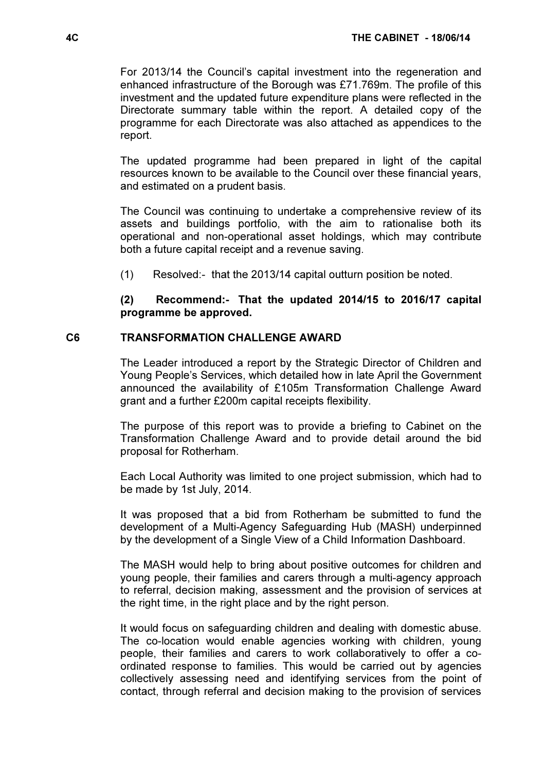For 2013/14 the Council's capital investment into the regeneration and enhanced infrastructure of the Borough was £71.769m. The profile of this investment and the updated future expenditure plans were reflected in the Directorate summary table within the report. A detailed copy of the programme for each Directorate was also attached as appendices to the report.

The updated programme had been prepared in light of the capital resources known to be available to the Council over these financial years, and estimated on a prudent basis.

The Council was continuing to undertake a comprehensive review of its assets and buildings portfolio, with the aim to rationalise both its operational and non-operational asset holdings, which may contribute both a future capital receipt and a revenue saving.

(1) Resolved:- that the 2013/14 capital outturn position be noted.

**(2) Recommend:- That the updated 2014/15 to 2016/17 capital programme be approved.**

## C6 TRANSFORMATION CHALLENGE AWARD

The Leader introduced a report by the Strategic Director of Children and Young People's Services, which detailed how in late April the Government announced the availability of £105m Transformation Challenge Award grant and a further £200m capital receipts flexibility.

The purpose of this report was to provide a briefing to Cabinet on the Transformation Challenge Award and to provide detail around the bid proposal for Rotherham.

Each Local Authority was limited to one project submission, which had to be made by 1st July, 2014.

It was proposed that a bid from Rotherham be submitted to fund the development of a Multi-Agency Safeguarding Hub (MASH) underpinned by the development of a Single View of a Child Information Dashboard.

The MASH would help to bring about positive outcomes for children and young people, their families and carers through a multi-agency approach to referral, decision making, assessment and the provision of services at the right time, in the right place and by the right person.

It would focus on safeguarding children and dealing with domestic abuse. The co-location would enable agencies working with children, young people, their families and carers to work collaboratively to offer a co-ordinated response to families. This would be carried out by agencies collectively assessing need and identifying services from the point of contact, through referral and decision making to the provision of services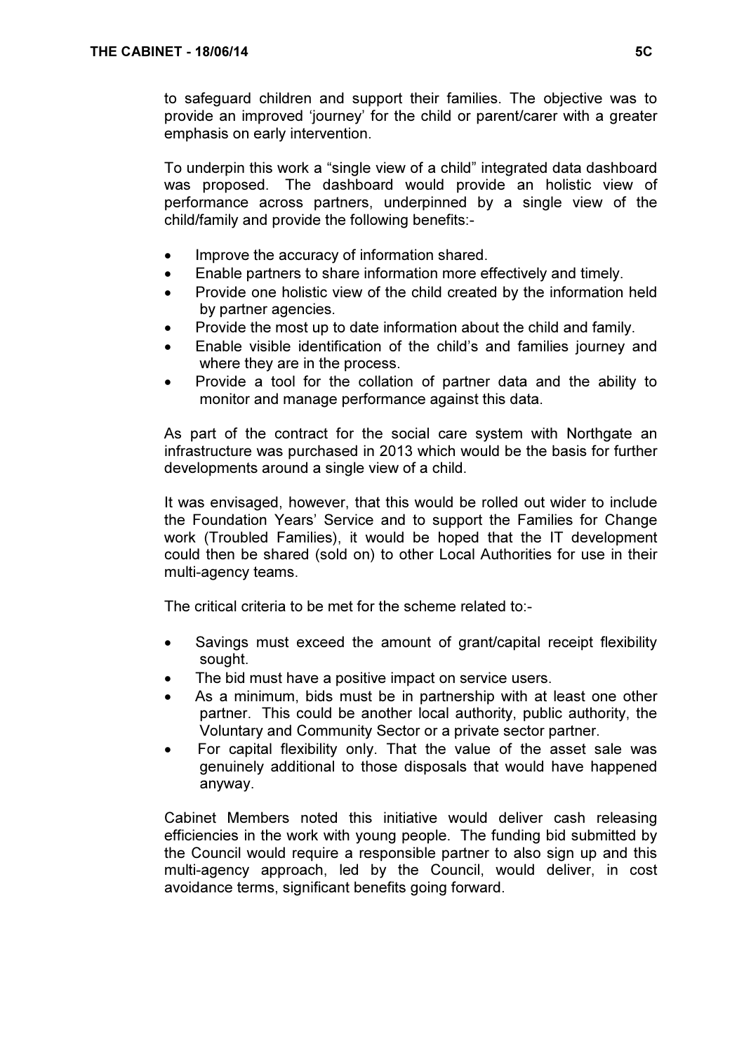to safeguard children and support their families. The objective was to provide an improved 'journey' for the child or parent/carer with a greater emphasis on early intervention.

To underpin this work a "single view of a child" integrated data dashboard was proposed. The dashboard would provide an holistic view of performance across partners, underpinned by a single view of the child/family and provide the following benefits:-

- Improve the accuracy of information shared.
- Enable partners to share information more effectively and timely.
- Provide one holistic view of the child created by the information held by partner agencies.
- Provide the most up to date information about the child and family.
- Enable visible identification of the child's and families journey and where they are in the process.
- Provide a tool for the collation of partner data and the ability to monitor and manage performance against this data.

As part of the contract for the social care system with Northgate an infrastructure was purchased in 2013 which would be the basis for further developments around a single view of a child.

It was envisaged, however, that this would be rolled out wider to include the Foundation Years' Service and to support the Families for Change work (Troubled Families), it would be hoped that the IT development could then be shared (sold on) to other Local Authorities for use in their multi-agency teams.

The critical criteria to be met for the scheme related to:-

- Savings must exceed the amount of grant/capital receipt flexibility sought.
- The bid must have a positive impact on service users.
- As a minimum, bids must be in partnership with at least one other partner. This could be another local authority, public authority, the Voluntary and Community Sector or a private sector partner.
- For capital flexibility only. That the value of the asset sale was genuinely additional to those disposals that would have happened anyway.

Cabinet Members noted this initiative would deliver cash releasing efficiencies in the work with young people. The funding bid submitted by the Council would require a responsible partner to also sign up and this multi-agency approach, led by the Council, would deliver, in cost avoidance terms, significant benefits going forward.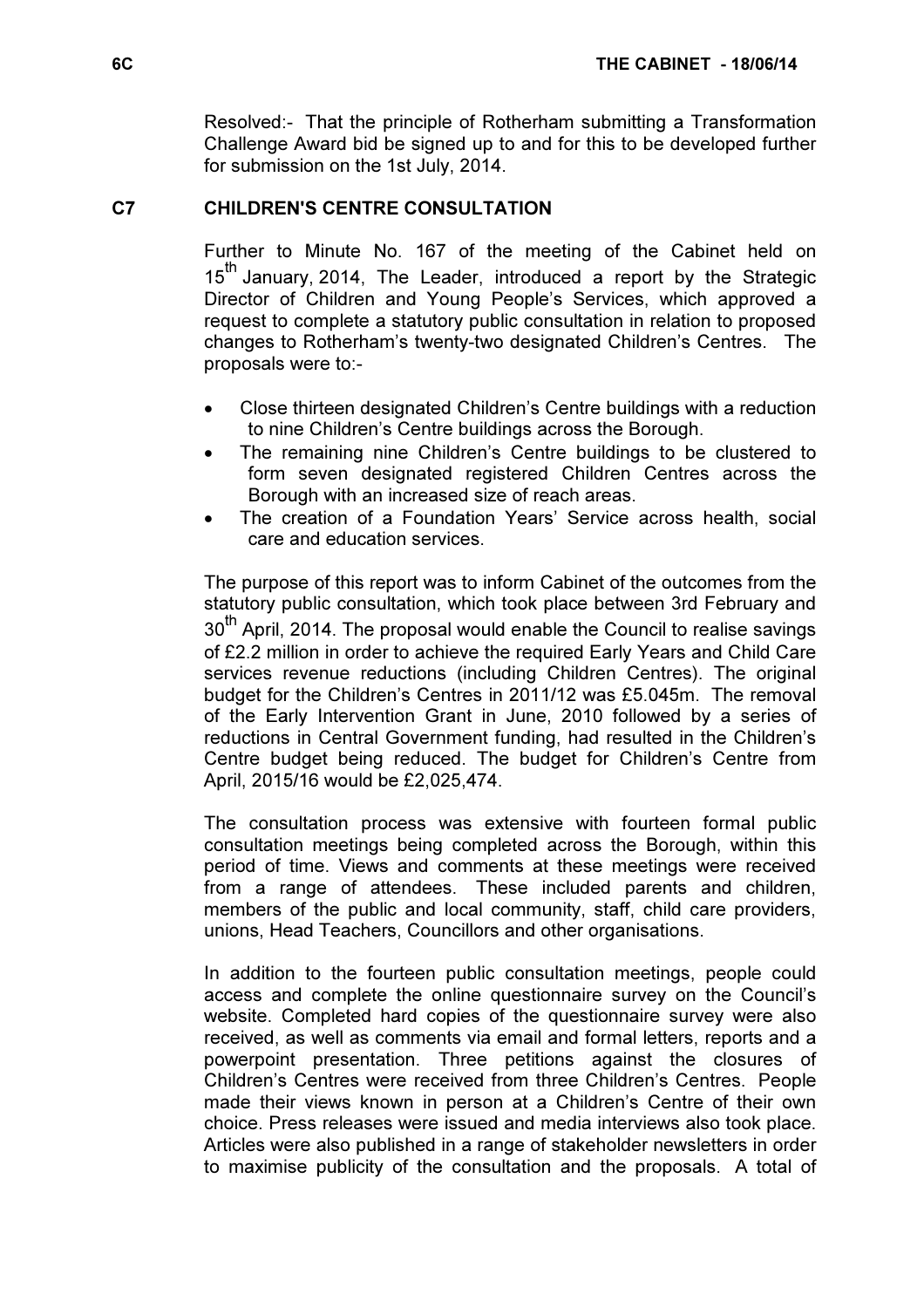Resolved:- That the principle of Rotherham submitting a Transformation Challenge Award bid be signed up to and for this to be developed further for submission on the 1st July, 2014.

## C7 CHILDREN'S CENTRE CONSULTATION

Further to Minute No. 167 of the meeting of the Cabinet held on 15th January, 2014, The Leader, introduced a report by the Strategic Director of Children and Young People's Services, which approved a request to complete a statutory public consultation in relation to proposed changes to Rotherham's twenty-two designated Children's Centres. The proposals were to:-

- Close thirteen designated Children's Centre buildings with a reduction to nine Children's Centre buildings across the Borough.
- The remaining nine Children's Centre buildings to be clustered to form seven designated registered Children Centres across the Borough with an increased size of reach areas.
- The creation of a Foundation Years' Service across health, social care and education services.

The purpose of this report was to inform Cabinet of the outcomes from the statutory public consultation, which took place between 3rd February and 30th April, 2014. The proposal would enable the Council to realise savings of £2.2 million in order to achieve the required Early Years and Child Care services revenue reductions (including Children Centres). The original budget for the Children's Centres in 2011/12 was £5.045m. The removal of the Early Intervention Grant in June, 2010 followed by a series of reductions in Central Government funding, had resulted in the Children's Centre budget being reduced. The budget for Children's Centre from April, 2015/16 would be £2,025,474.

The consultation process was extensive with fourteen formal public consultation meetings being completed across the Borough, within this period of time. Views and comments at these meetings were received from a range of attendees. These included parents and children, members of the public and local community, staff, child care providers, unions, Head Teachers, Councillors and other organisations.

In addition to the fourteen public consultation meetings, people could access and complete the online questionnaire survey on the Council's website. Completed hard copies of the questionnaire survey were also received, as well as comments via email and formal letters, reports and a powerpoint presentation. Three petitions against the closures of Children's Centres were received from three Children's Centres. People made their views known in person at a Children's Centre of their own choice. Press releases were issued and media interviews also took place. Articles were also published in a range of stakeholder newsletters in order to maximise publicity of the consultation and the proposals. A total of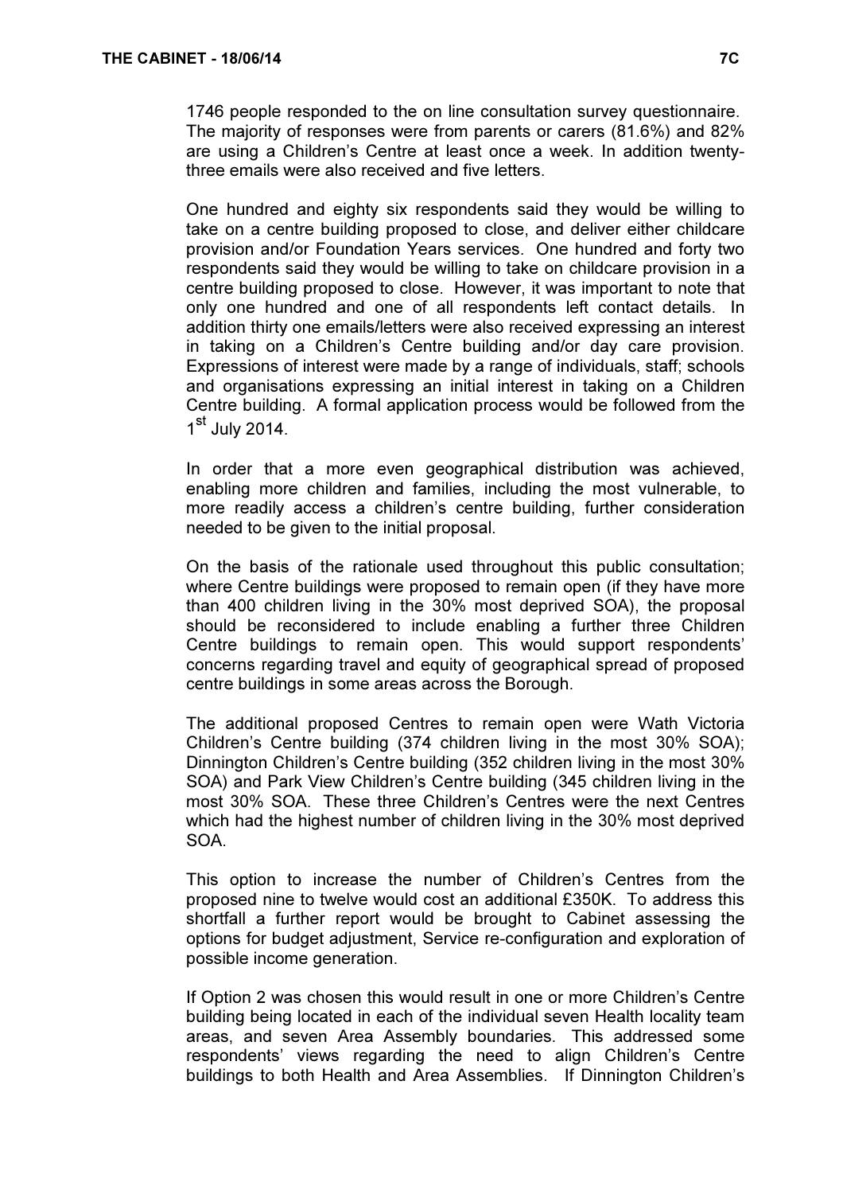1746 people responded to the on line consultation survey questionnaire. The majority of responses were from parents or carers (81.6%) and 82% are using a Children's Centre at least once a week. In addition twenty-three emails were also received and five letters.

One hundred and eighty six respondents said they would be willing to take on a centre building proposed to close, and deliver either childcare provision and/or Foundation Years services. One hundred and forty two respondents said they would be willing to take on childcare provision in a centre building proposed to close. However, it was important to note that only one hundred and one of all respondents left contact details. In addition thirty one emails/letters were also received expressing an interest in taking on a Children's Centre building and/or day care provision. Expressions of interest were made by a range of individuals, staff; schools and organisations expressing an initial interest in taking on a Children Centre building. A formal application process would be followed from the 1st July 2014.

In order that a more even geographical distribution was achieved, enabling more children and families, including the most vulnerable, to more readily access a children's centre building, further consideration needed to be given to the initial proposal.

On the basis of the rationale used throughout this public consultation; where Centre buildings were proposed to remain open (if they have more than 400 children living in the 30% most deprived SOA), the proposal should be reconsidered to include enabling a further three Children Centre buildings to remain open. This would support respondents' concerns regarding travel and equity of geographical spread of proposed centre buildings in some areas across the Borough.

The additional proposed Centres to remain open were Wath Victoria Children's Centre building (374 children living in the most 30% SOA); Dinnington Children's Centre building (352 children living in the most 30% SOA) and Park View Children's Centre building (345 children living in the most 30% SOA. These three Children's Centres were the next Centres which had the highest number of children living in the 30% most deprived SOA.

This option to increase the number of Children's Centres from the proposed nine to twelve would cost an additional £350K. To address this shortfall a further report would be brought to Cabinet assessing the options for budget adjustment, Service re-configuration and exploration of possible income generation.

If Option 2 was chosen this would result in one or more Children's Centre building being located in each of the individual seven Health locality team areas, and seven Area Assembly boundaries. This addressed some respondents' views regarding the need to align Children's Centre buildings to both Health and Area Assemblies. If Dinnington Children's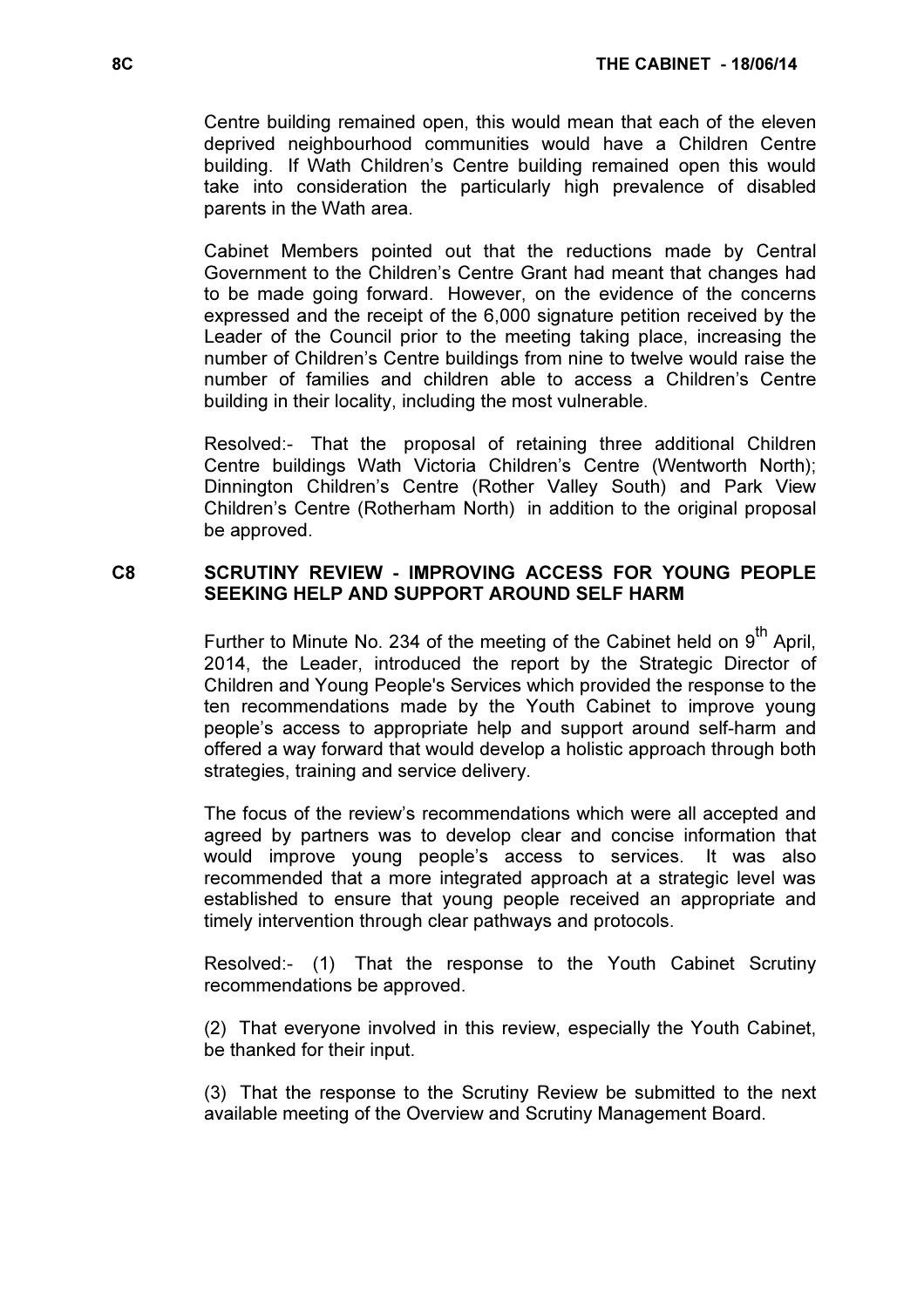Centre building remained open, this would mean that each of the eleven deprived neighbourhood communities would have a Children Centre building. If Wath Children's Centre building remained open this would take into consideration the particularly high prevalence of disabled parents in the Wath area.

Cabinet Members pointed out that the reductions made by Central Government to the Children's Centre Grant had meant that changes had to be made going forward. However, on the evidence of the concerns expressed and the receipt of the 6,000 signature petition received by the Leader of the Council prior to the meeting taking place, increasing the number of Children's Centre buildings from nine to twelve would raise the number of families and children able to access a Children's Centre building in their locality, including the most vulnerable.

Resolved:- That the proposal of retaining three additional Children Centre buildings Wath Victoria Children's Centre (Wentworth North); Dinnington Children's Centre (Rother Valley South) and Park View Children's Centre (Rotherham North) in addition to the original proposal be approved.

## C8 SCRUTINY REVIEW - IMPROVING ACCESS FOR YOUNG PEOPLE SEEKING HELP AND SUPPORT AROUND SELF HARM

Further to Minute No. 234 of the meeting of the Cabinet held on 9th April, 2014, the Leader, introduced the report by the Strategic Director of Children and Young People's Services which provided the response to the ten recommendations made by the Youth Cabinet to improve young people's access to appropriate help and support around self-harm and offered a way forward that would develop a holistic approach through both strategies, training and service delivery.

The focus of the review's recommendations which were all accepted and agreed by partners was to develop clear and concise information that would improve young people's access to services. It was also recommended that a more integrated approach at a strategic level was established to ensure that young people received an appropriate and timely intervention through clear pathways and protocols.

Resolved:- (1) That the response to the Youth Cabinet Scrutiny recommendations be approved.

(2) That everyone involved in this review, especially the Youth Cabinet, be thanked for their input.

(3) That the response to the Scrutiny Review be submitted to the next available meeting of the Overview and Scrutiny Management Board.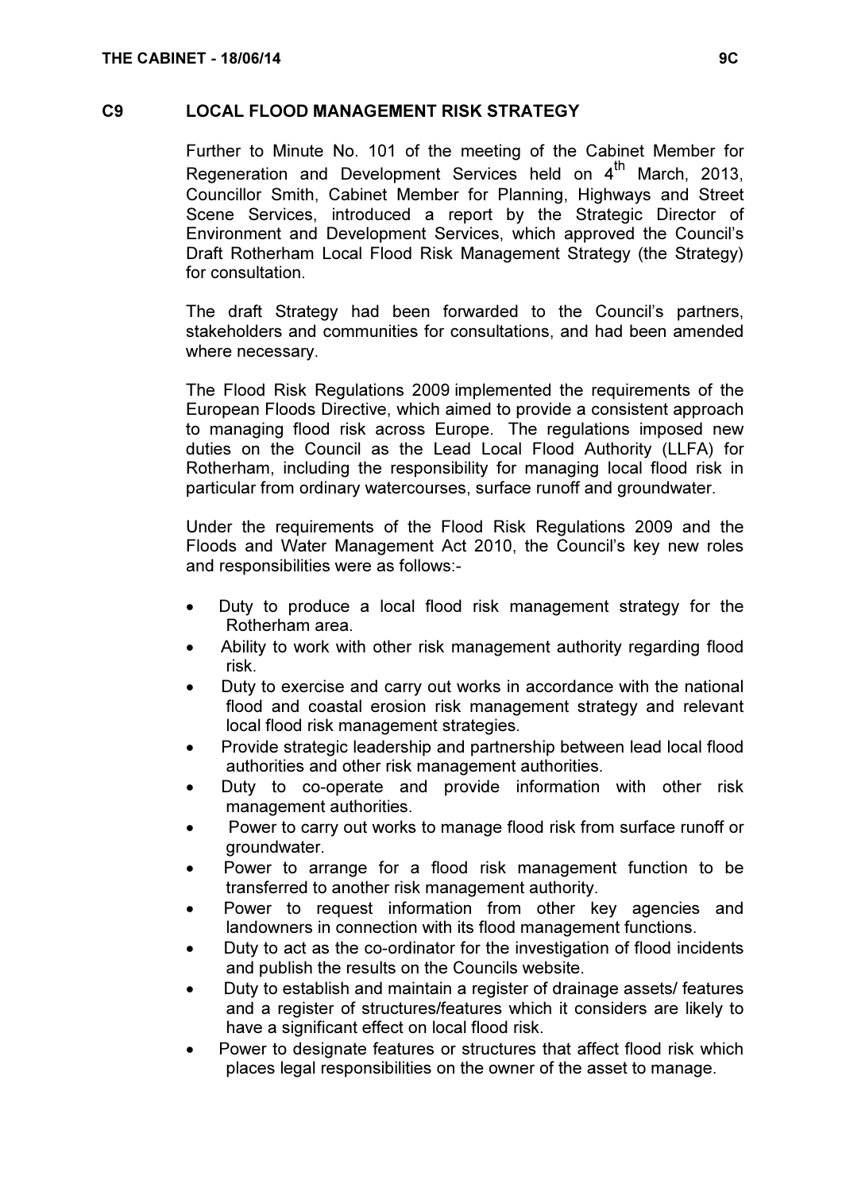## C9 LOCAL FLOOD MANAGEMENT RISK STRATEGY

Further to Minute No. 101 of the meeting of the Cabinet Member for Regeneration and Development Services held on 4th March, 2013, Councillor Smith, Cabinet Member for Planning, Highways and Street Scene Services, introduced a report by the Strategic Director of Environment and Development Services, which approved the Council's Draft Rotherham Local Flood Risk Management Strategy (the Strategy) for consultation.

The draft Strategy had been forwarded to the Council's partners, stakeholders and communities for consultations, and had been amended where necessary.

The Flood Risk Regulations 2009 implemented the requirements of the European Floods Directive, which aimed to provide a consistent approach to managing flood risk across Europe. The regulations imposed new duties on the Council as the Lead Local Flood Authority (LLFA) for Rotherham, including the responsibility for managing local flood risk in particular from ordinary watercourses, surface runoff and groundwater.

Under the requirements of the Flood Risk Regulations 2009 and the Floods and Water Management Act 2010, the Council's key new roles and responsibilities were as follows:-

- Duty to produce a local flood risk management strategy for the Rotherham area.
- Ability to work with other risk management authority regarding flood risk.
- Duty to exercise and carry out works in accordance with the national flood and coastal erosion risk management strategy and relevant local flood risk management strategies.
- Provide strategic leadership and partnership between lead local flood authorities and other risk management authorities.
- Duty to co-operate and provide information with other risk management authorities.
- Power to carry out works to manage flood risk from surface runoff or groundwater.
- Power to arrange for a flood risk management function to be transferred to another risk management authority.
- Power to request information from other key agencies and landowners in connection with its flood management functions.
- Duty to act as the co-ordinator for the investigation of flood incidents and publish the results on the Councils website.
- Duty to establish and maintain a register of drainage assets/ features and a register of structures/features which it considers are likely to have a significant effect on local flood risk.
- Power to designate features or structures that affect flood risk which places legal responsibilities on the owner of the asset to manage.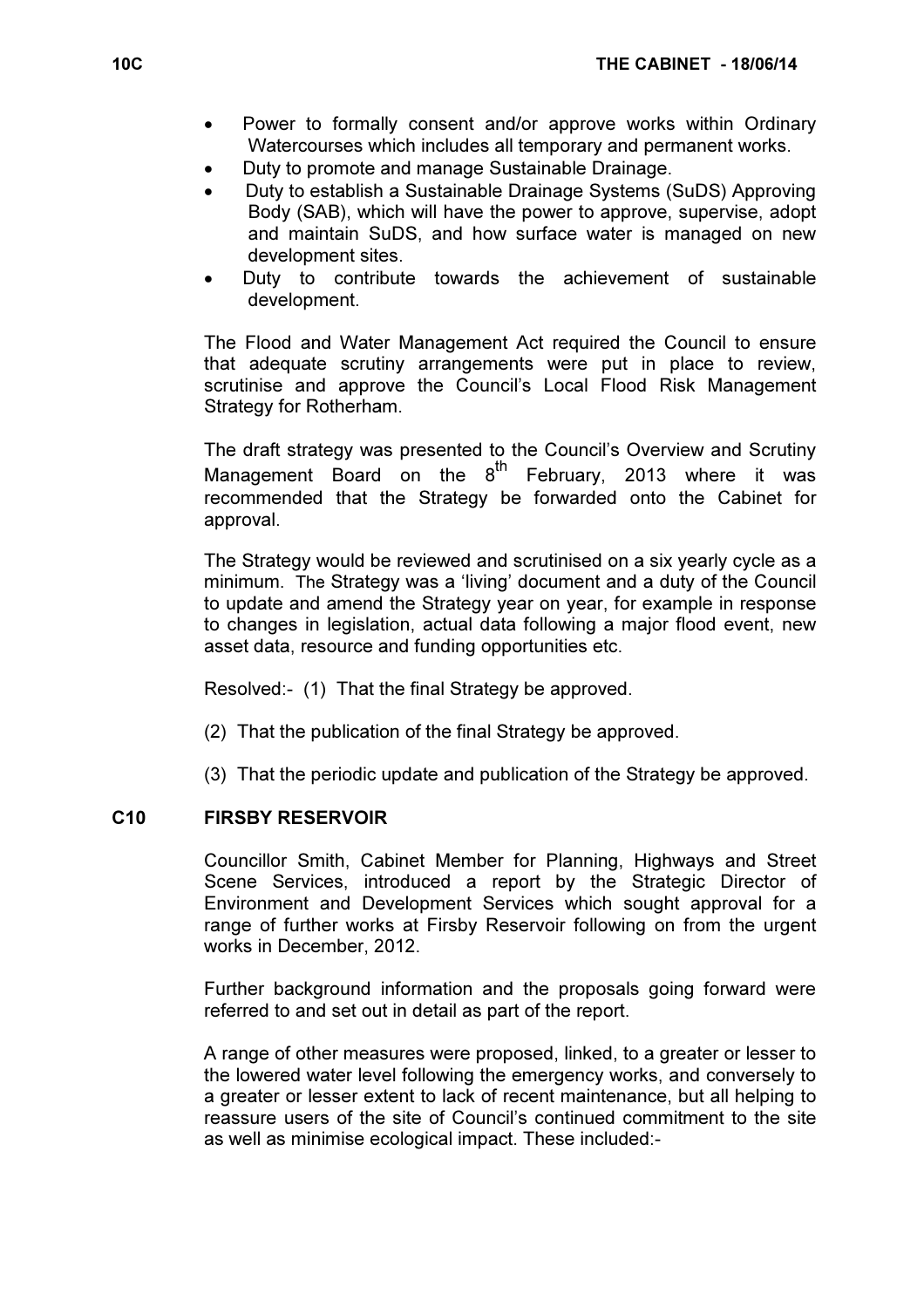- Power to formally consent and/or approve works within Ordinary Watercourses which includes all temporary and permanent works.
- Duty to promote and manage Sustainable Drainage.
- Duty to establish a Sustainable Drainage Systems (SuDS) Approving Body (SAB), which will have the power to approve, supervise, adopt and maintain SuDS, and how surface water is managed on new development sites.
- Duty to contribute towards the achievement of sustainable development.

The Flood and Water Management Act required the Council to ensure that adequate scrutiny arrangements were put in place to review, scrutinise and approve the Council's Local Flood Risk Management Strategy for Rotherham.

The draft strategy was presented to the Council's Overview and Scrutiny Management Board on the 8th February, 2013 where it was recommended that the Strategy be forwarded onto the Cabinet for approval.

The Strategy would be reviewed and scrutinised on a six yearly cycle as a minimum. The Strategy was a 'living' document and a duty of the Council to update and amend the Strategy year on year, for example in response to changes in legislation, actual data following a major flood event, new asset data, resource and funding opportunities etc.

Resolved:- (1) That the final Strategy be approved.

(2) That the publication of the final Strategy be approved.

(3) That the periodic update and publication of the Strategy be approved.

## C10 FIRSBY RESERVOIR

Councillor Smith, Cabinet Member for Planning, Highways and Street Scene Services, introduced a report by the Strategic Director of Environment and Development Services which sought approval for a range of further works at Firsby Reservoir following on from the urgent works in December, 2012.

Further background information and the proposals going forward were referred to and set out in detail as part of the report.

A range of other measures were proposed, linked, to a greater or lesser to the lowered water level following the emergency works, and conversely to a greater or lesser extent to lack of recent maintenance, but all helping to reassure users of the site of Council's continued commitment to the site as well as minimise ecological impact. These included:-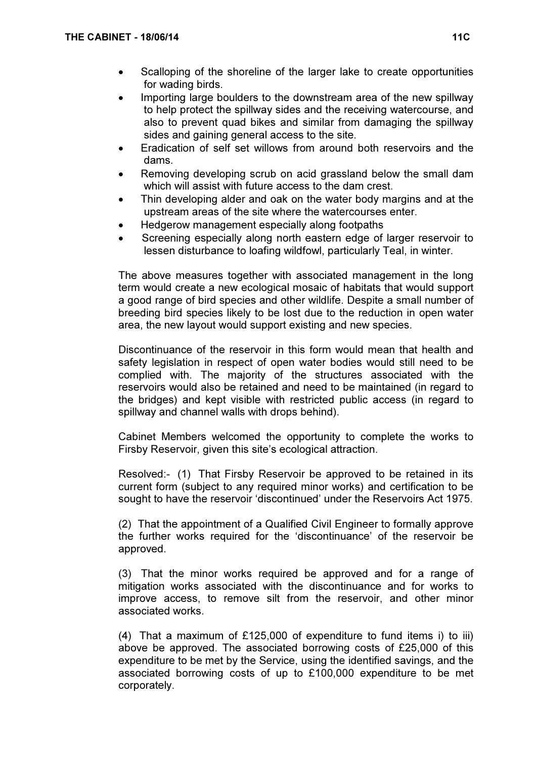- Scalloping of the shoreline of the larger lake to create opportunities for wading birds.
- Importing large boulders to the downstream area of the new spillway to help protect the spillway sides and the receiving watercourse, and also to prevent quad bikes and similar from damaging the spillway sides and gaining general access to the site.
- Eradication of self set willows from around both reservoirs and the dams.
- Removing developing scrub on acid grassland below the small dam which will assist with future access to the dam crest.
- Thin developing alder and oak on the water body margins and at the upstream areas of the site where the watercourses enter.
- Hedgerow management especially along footpaths
- Screening especially along north eastern edge of larger reservoir to lessen disturbance to loafing wildfowl, particularly Teal, in winter.

The above measures together with associated management in the long term would create a new ecological mosaic of habitats that would support a good range of bird species and other wildlife. Despite a small number of breeding bird species likely to be lost due to the reduction in open water area, the new layout would support existing and new species.

Discontinuance of the reservoir in this form would mean that health and safety legislation in respect of open water bodies would still need to be complied with. The majority of the structures associated with the reservoirs would also be retained and need to be maintained (in regard to the bridges) and kept visible with restricted public access (in regard to spillway and channel walls with drops behind).

Cabinet Members welcomed the opportunity to complete the works to Firsby Reservoir, given this site's ecological attraction.

Resolved:- (1) That Firsby Reservoir be approved to be retained in its current form (subject to any required minor works) and certification to be sought to have the reservoir 'discontinued' under the Reservoirs Act 1975.

(2) That the appointment of a Qualified Civil Engineer to formally approve the further works required for the 'discontinuance' of the reservoir be approved.

(3) That the minor works required be approved and for a range of mitigation works associated with the discontinuance and for works to improve access, to remove silt from the reservoir, and other minor associated works.

(4) That a maximum of £125,000 of expenditure to fund items i) to iii) above be approved. The associated borrowing costs of £25,000 of this expenditure to be met by the Service, using the identified savings, and the associated borrowing costs of up to £100,000 expenditure to be met corporately.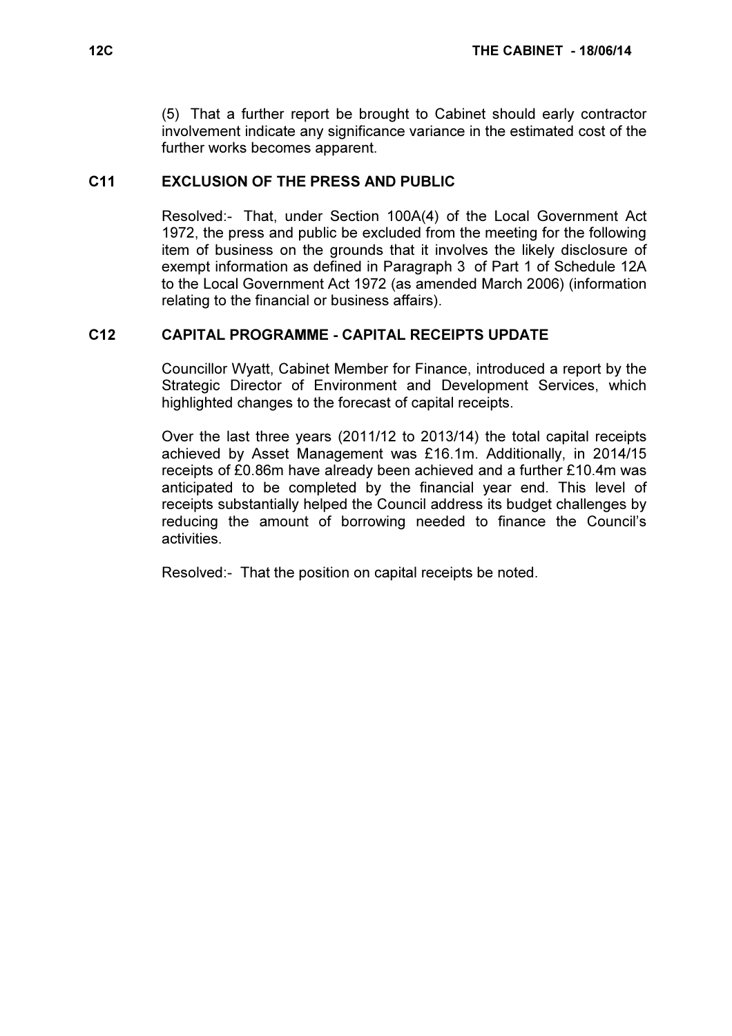(5) That a further report be brought to Cabinet should early contractor involvement indicate any significance variance in the estimated cost of the further works becomes apparent.

## C11 EXCLUSION OF THE PRESS AND PUBLIC

Resolved:- That, under Section 100A(4) of the Local Government Act 1972, the press and public be excluded from the meeting for the following item of business on the grounds that it involves the likely disclosure of exempt information as defined in Paragraph 3 of Part 1 of Schedule 12A to the Local Government Act 1972 (as amended March 2006) (information relating to the financial or business affairs).

## C12 CAPITAL PROGRAMME - CAPITAL RECEIPTS UPDATE

Councillor Wyatt, Cabinet Member for Finance, introduced a report by the Strategic Director of Environment and Development Services, which highlighted changes to the forecast of capital receipts.

Over the last three years (2011/12 to 2013/14) the total capital receipts achieved by Asset Management was £16.1m. Additionally, in 2014/15 receipts of £0.86m have already been achieved and a further £10.4m was anticipated to be completed by the financial year end. This level of receipts substantially helped the Council address its budget challenges by reducing the amount of borrowing needed to finance the Council's activities.

Resolved:- That the position on capital receipts be noted.